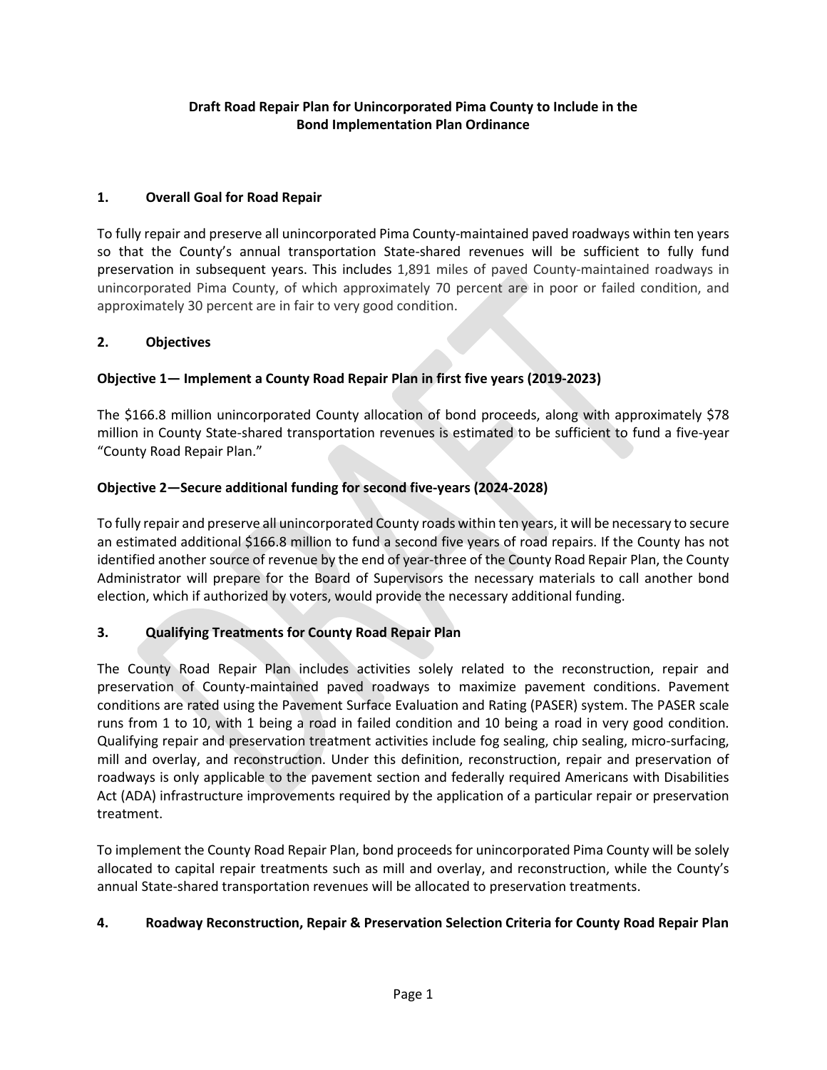**Draft Road Repair Plan for Unincorporated Pima County to Include in the Bond Implementation Plan Ordinance**

## 1. Overall Goal for Road Repair

To fully repair and preserve all unincorporated Pima County-maintained paved roadways within ten years so that the County's annual transportation State-shared revenues will be sufficient to fully fund preservation in subsequent years. This includes 1,891 miles of paved County-maintained roadways in unincorporated Pima County, of which approximately 70 percent are in poor or failed condition, and approximately 30 percent are in fair to very good condition.

## 2. Objectives

### Objective 1— Implement a County Road Repair Plan in first five years (2019-2023)

The $166.8 million unincorporated County allocation of bond proceeds, along with approximately $78 million in County State-shared transportation revenues is estimated to be sufficient to fund a five-year "County Road Repair Plan."

### Objective 2—Secure additional funding for second five-years (2024-2028)

To fully repair and preserve all unincorporated County roads within ten years, it will be necessary to secure an estimated additional $166.8 million to fund a second five years of road repairs. If the County has not identified another source of revenue by the end of year-three of the County Road Repair Plan, the County Administrator will prepare for the Board of Supervisors the necessary materials to call another bond election, which if authorized by voters, would provide the necessary additional funding.

## 3. Qualifying Treatments for County Road Repair Plan

The County Road Repair Plan includes activities solely related to the reconstruction, repair and preservation of County-maintained paved roadways to maximize pavement conditions. Pavement conditions are rated using the Pavement Surface Evaluation and Rating (PASER) system. The PASER scale runs from 1 to 10, with 1 being a road in failed condition and 10 being a road in very good condition. Qualifying repair and preservation treatment activities include fog sealing, chip sealing, micro-surfacing, mill and overlay, and reconstruction. Under this definition, reconstruction, repair and preservation of roadways is only applicable to the pavement section and federally required Americans with Disabilities Act (ADA) infrastructure improvements required by the application of a particular repair or preservation treatment.

To implement the County Road Repair Plan, bond proceeds for unincorporated Pima County will be solely allocated to capital repair treatments such as mill and overlay, and reconstruction, while the County's annual State-shared transportation revenues will be allocated to preservation treatments.

## 4. Roadway Reconstruction, Repair & Preservation Selection Criteria for County Road Repair Plan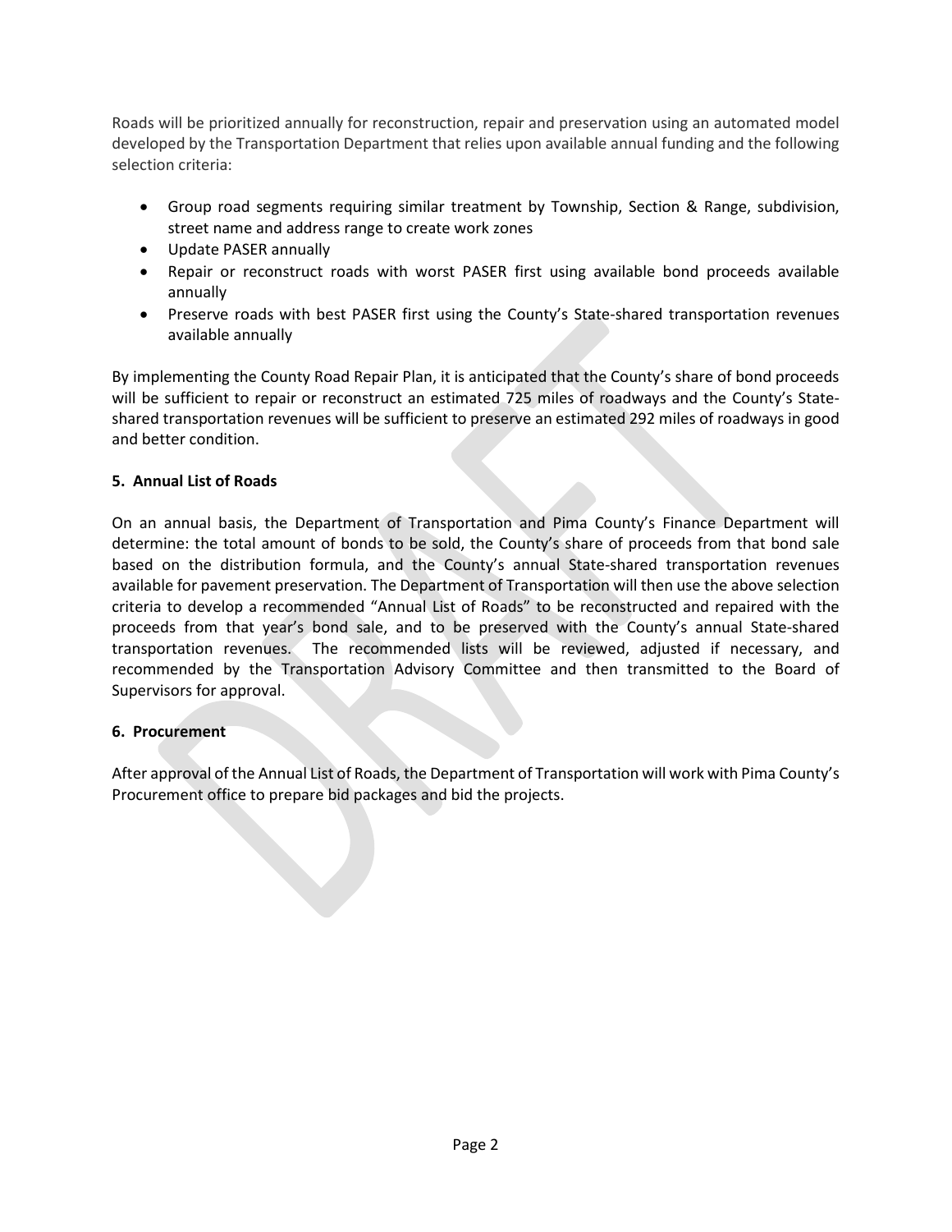Roads will be prioritized annually for reconstruction, repair and preservation using an automated model developed by the Transportation Department that relies upon available annual funding and the following selection criteria:

- Group road segments requiring similar treatment by Township, Section & Range, subdivision, street name and address range to create work zones
- Update PASER annually
- Repair or reconstruct roads with worst PASER first using available bond proceeds available annually
- Preserve roads with best PASER first using the County's State-shared transportation revenues available annually

By implementing the County Road Repair Plan, it is anticipated that the County's share of bond proceeds will be sufficient to repair or reconstruct an estimated 725 miles of roadways and the County's State-shared transportation revenues will be sufficient to preserve an estimated 292 miles of roadways in good and better condition.

**5. Annual List of Roads**

On an annual basis, the Department of Transportation and Pima County's Finance Department will determine: the total amount of bonds to be sold, the County's share of proceeds from that bond sale based on the distribution formula, and the County's annual State-shared transportation revenues available for pavement preservation. The Department of Transportation will then use the above selection criteria to develop a recommended "Annual List of Roads" to be reconstructed and repaired with the proceeds from that year's bond sale, and to be preserved with the County's annual State-shared transportation revenues. The recommended lists will be reviewed, adjusted if necessary, and recommended by the Transportation Advisory Committee and then transmitted to the Board of Supervisors for approval.

**6. Procurement**

After approval of the Annual List of Roads, the Department of Transportation will work with Pima County's Procurement office to prepare bid packages and bid the projects.